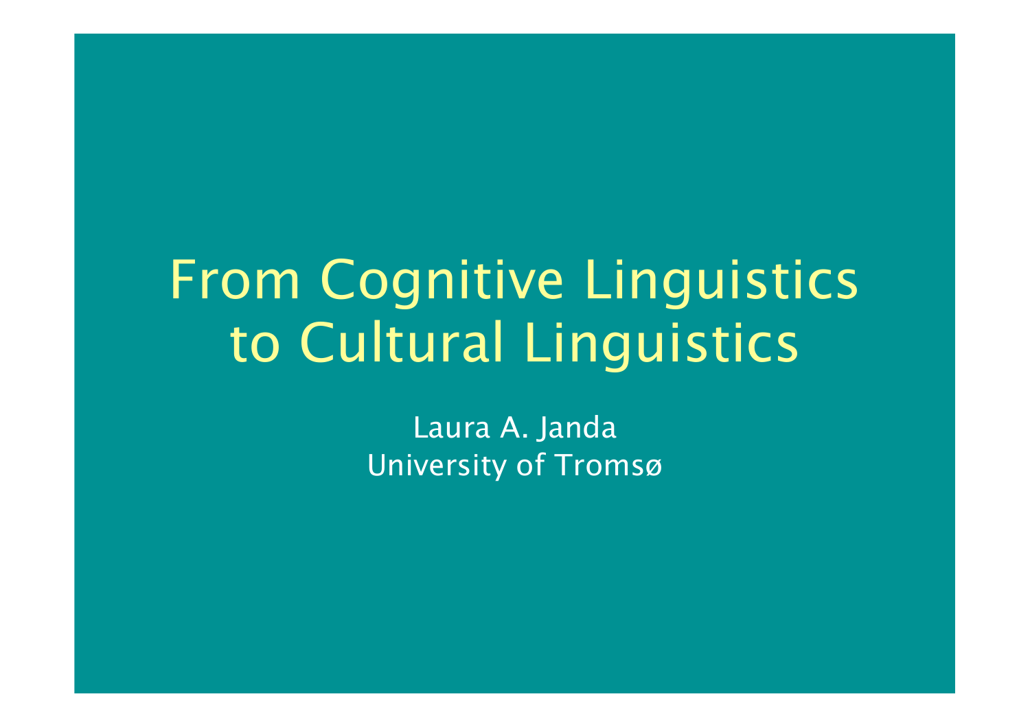# From Cognitive Linguistics to Cultural Linguistics

Laura A. Janda
University of Tromsø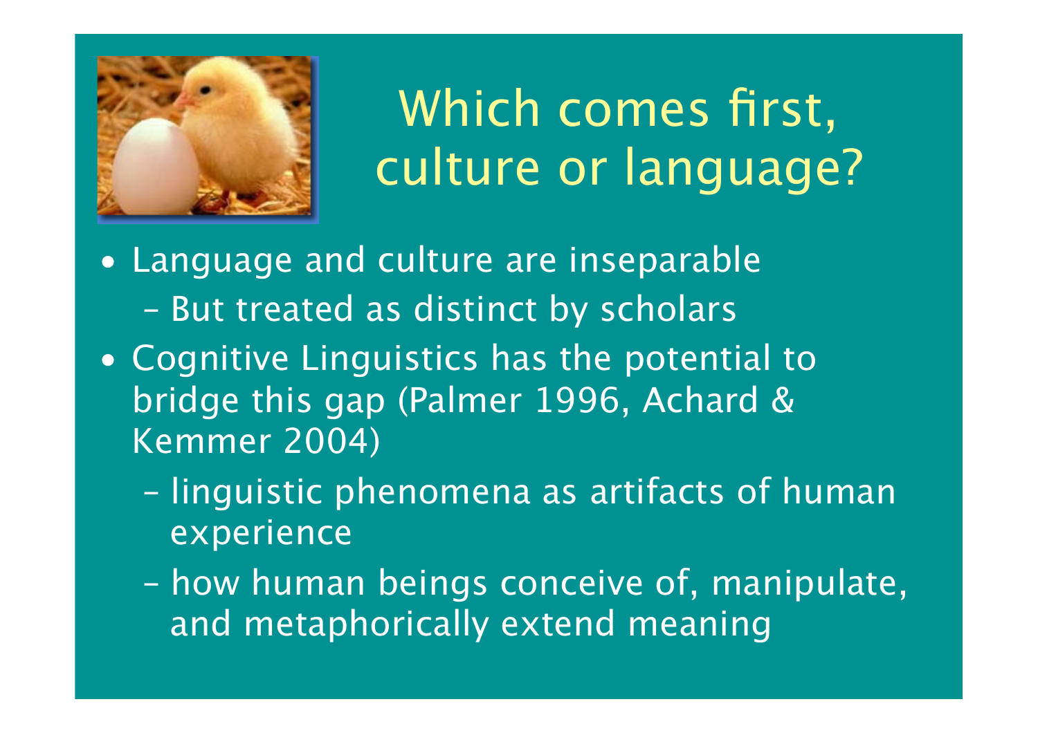# Which comes first, culture or language?

- Language and culture are inseparable
  - But treated as distinct by scholars
- Cognitive Linguistics has the potential to bridge this gap (Palmer 1996, Achard & Kemmer 2004)
  - linguistic phenomena as artifacts of human experience
  - how human beings conceive of, manipulate, and metaphorically extend meaning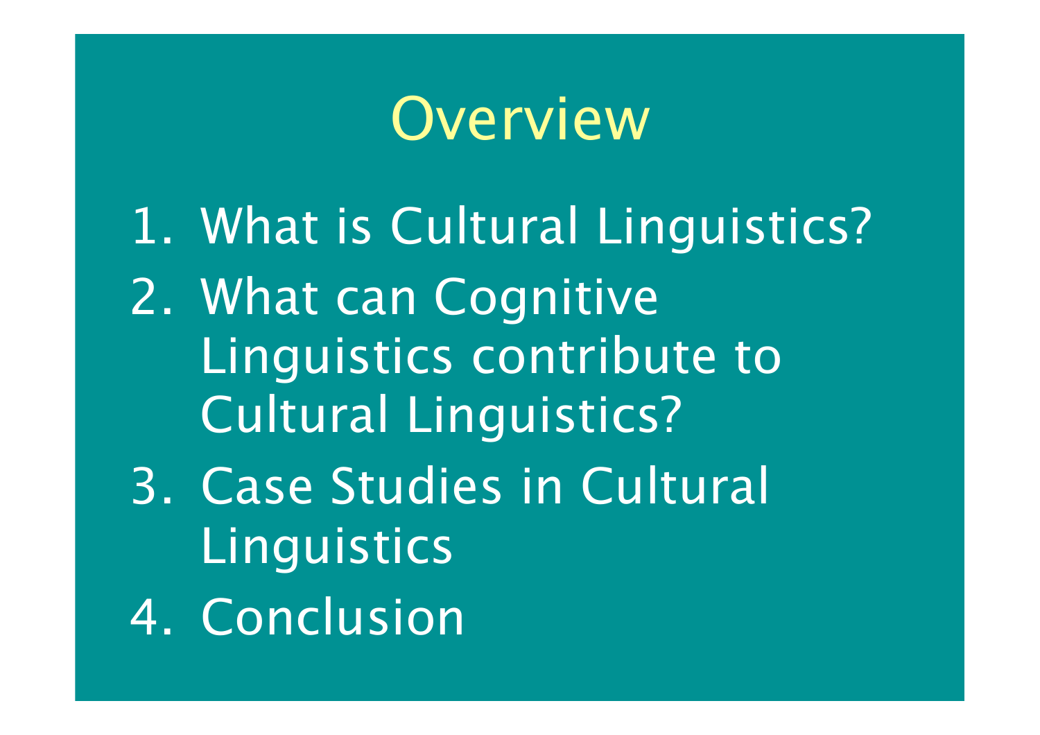# Overview

1. What is Cultural Linguistics?
2. What can Cognitive Linguistics contribute to Cultural Linguistics?
3. Case Studies in Cultural Linguistics
4. Conclusion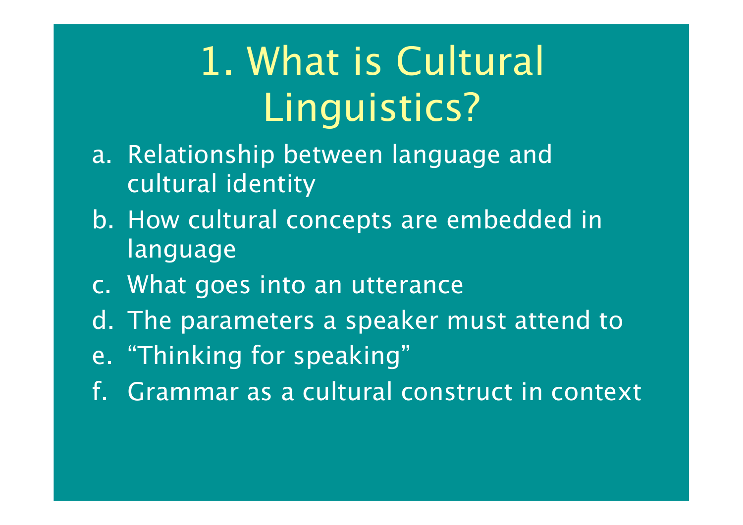# 1. What is Cultural Linguistics?

a. Relationship between language and cultural identity
b. How cultural concepts are embedded in language
c. What goes into an utterance
d. The parameters a speaker must attend to
e. “Thinking for speaking”
f. Grammar as a cultural construct in context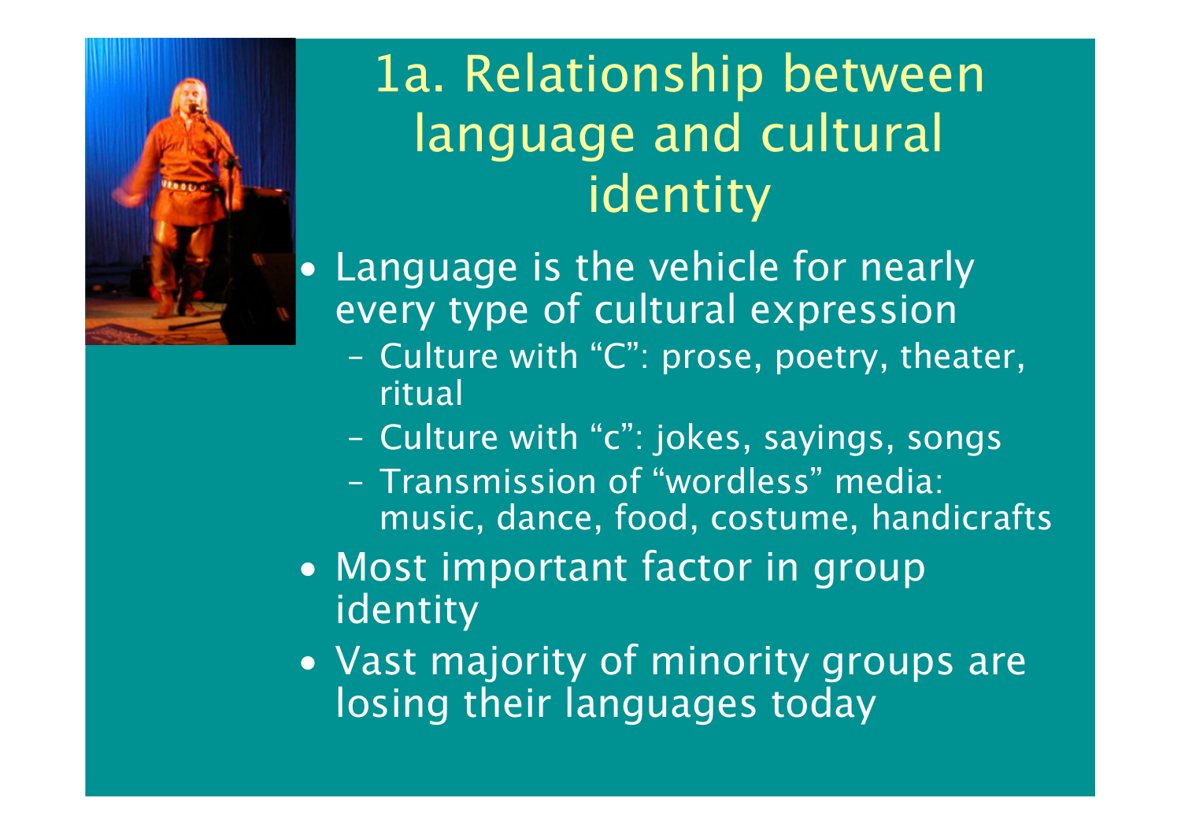# 1a. Relationship between language and cultural identity

- Language is the vehicle for nearly every type of cultural expression
  - Culture with "C": prose, poetry, theater, ritual
  - Culture with "c": jokes, sayings, songs
  - Transmission of "wordless" media: music, dance, food, costume, handicrafts
- Most important factor in group identity
- Vast majority of minority groups are losing their languages today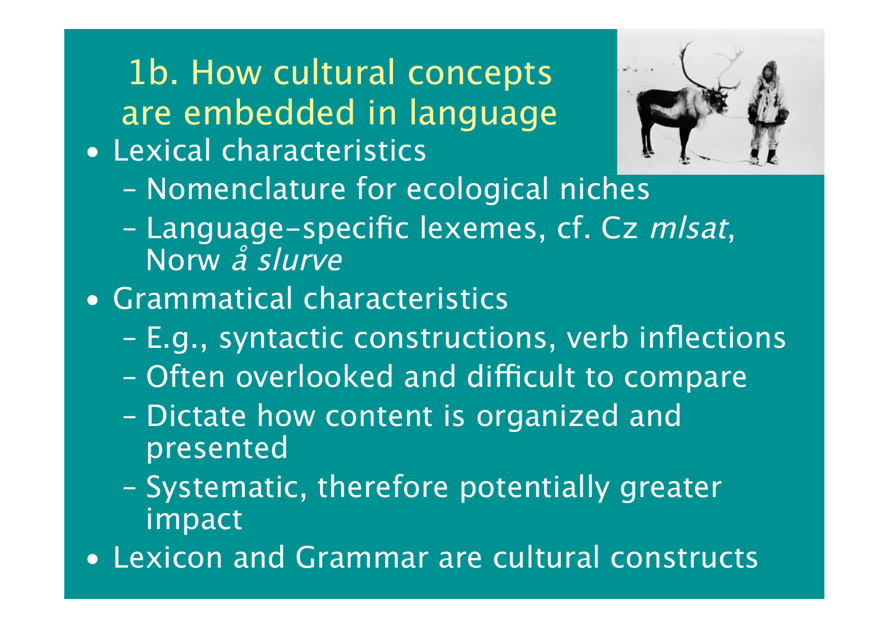# 1b. How cultural concepts are embedded in language

- Lexical characteristics
  - Nomenclature for ecological niches
  - Language-specific lexemes, cf. Cz *mlsat*, Norw *å slurve*
- Grammatical characteristics
  - E.g., syntactic constructions, verb inflections
  - Often overlooked and difficult to compare
  - Dictate how content is organized and presented
  - Systematic, therefore potentially greater impact
- Lexicon and Grammar are cultural constructs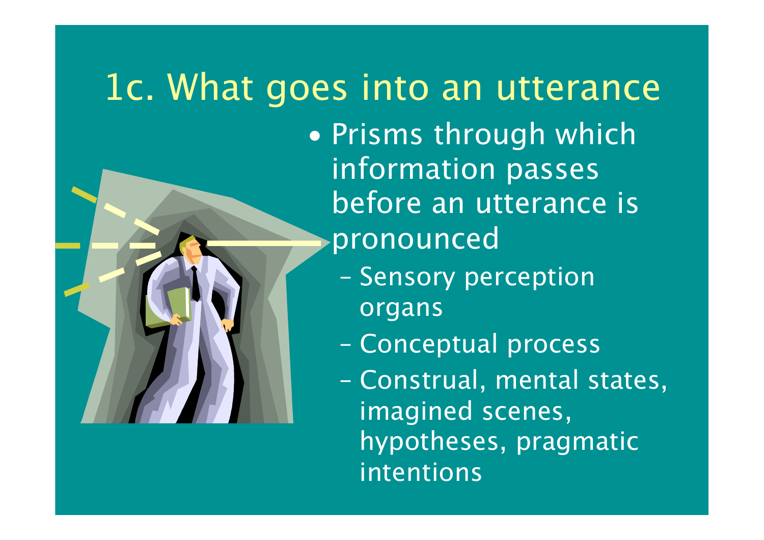# 1c. What goes into an utterance

- Prisms through which information passes before an utterance is pronounced
  - Sensory perception organs
  - Conceptual process
  - Construal, mental states, imagined scenes, hypotheses, pragmatic intentions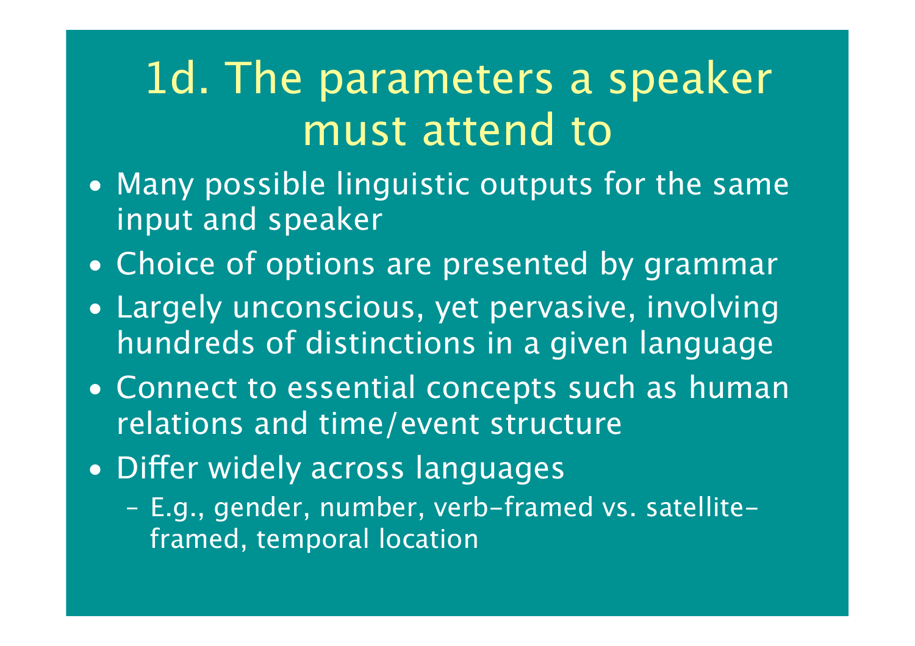# 1d. The parameters a speaker must attend to

- Many possible linguistic outputs for the same input and speaker
- Choice of options are presented by grammar
- Largely unconscious, yet pervasive, involving hundreds of distinctions in a given language
- Connect to essential concepts such as human relations and time/event structure
- Differ widely across languages
  - E.g., gender, number, verb-framed vs. satellite-framed, temporal location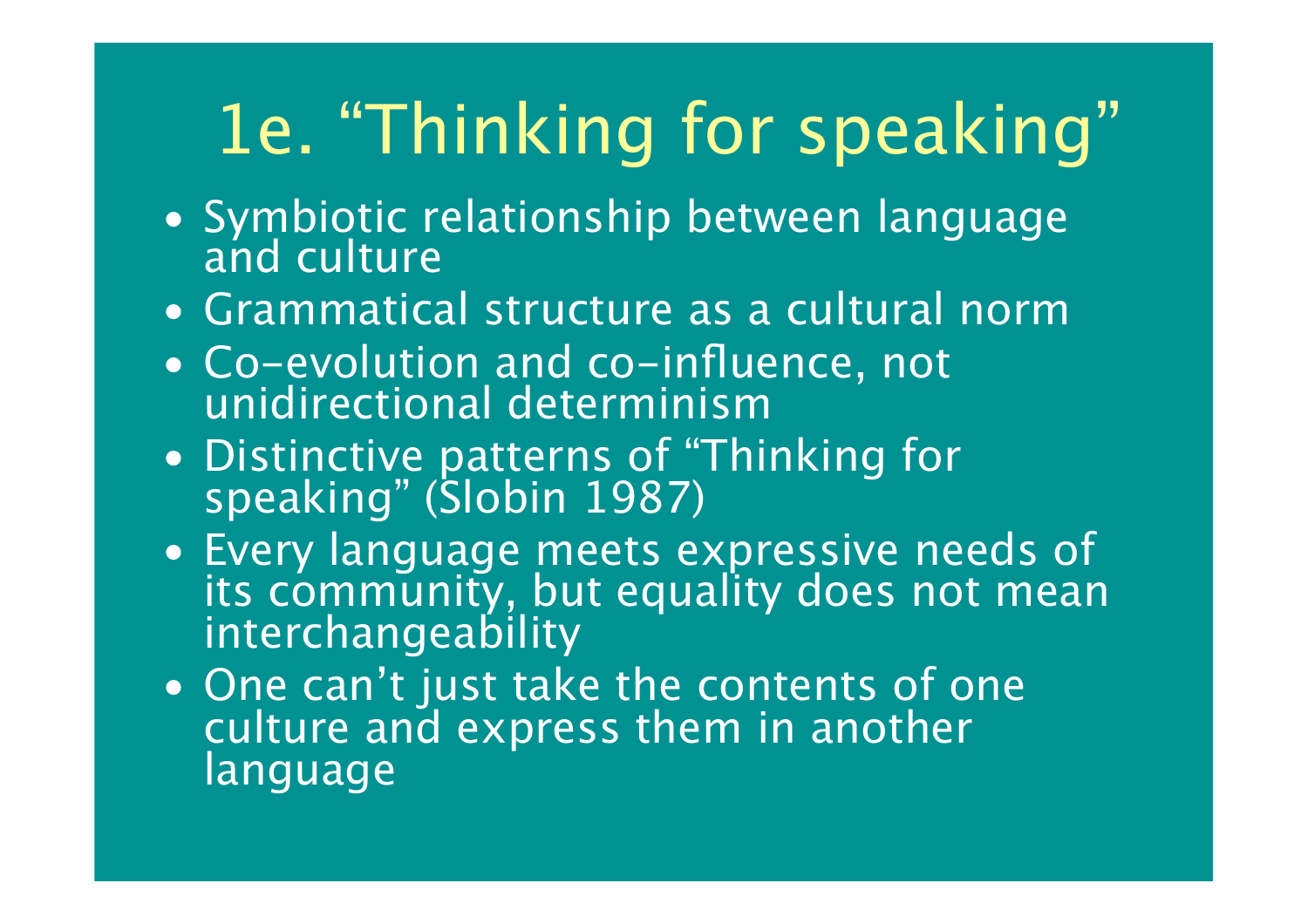# 1e. "Thinking for speaking"

- Symbiotic relationship between language and culture
- Grammatical structure as a cultural norm
- Co-evolution and co-influence, not unidirectional determinism
- Distinctive patterns of "Thinking for speaking" (Slobin 1987)
- Every language meets expressive needs of its community, but equality does not mean interchangeability
- One can't just take the contents of one culture and express them in another language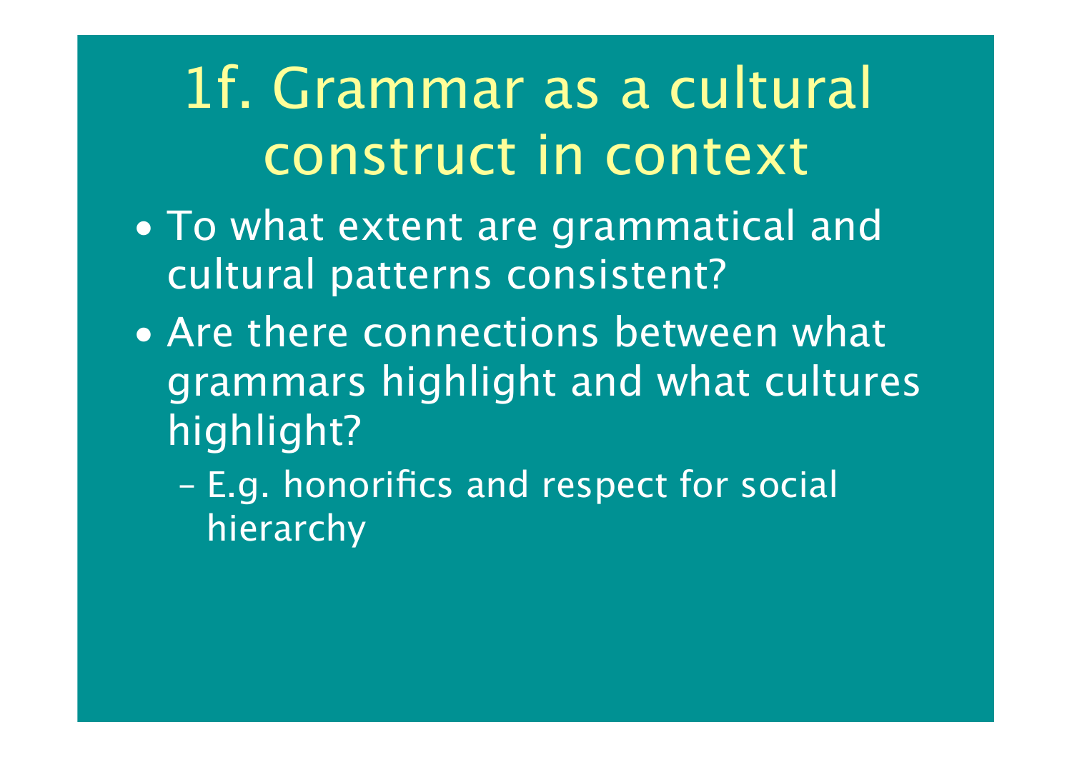# 1f. Grammar as a cultural construct in context

- To what extent are grammatical and cultural patterns consistent?
- Are there connections between what grammars highlight and what cultures highlight?
  - E.g. honorifics and respect for social hierarchy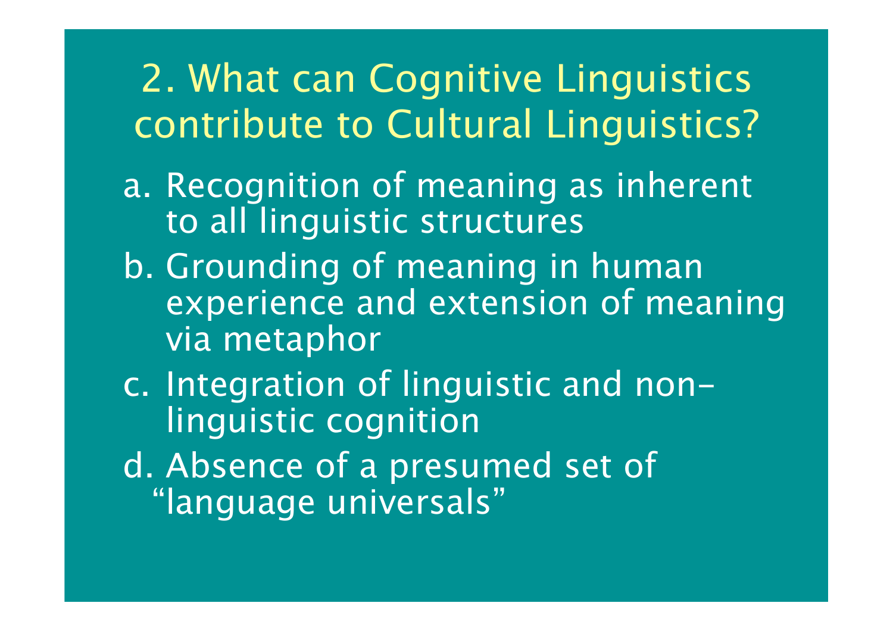## 2. What can Cognitive Linguistics contribute to Cultural Linguistics?

a. Recognition of meaning as inherent to all linguistic structures

b. Grounding of meaning in human experience and extension of meaning via metaphor

c. Integration of linguistic and non-linguistic cognition

d. Absence of a presumed set of “language universals”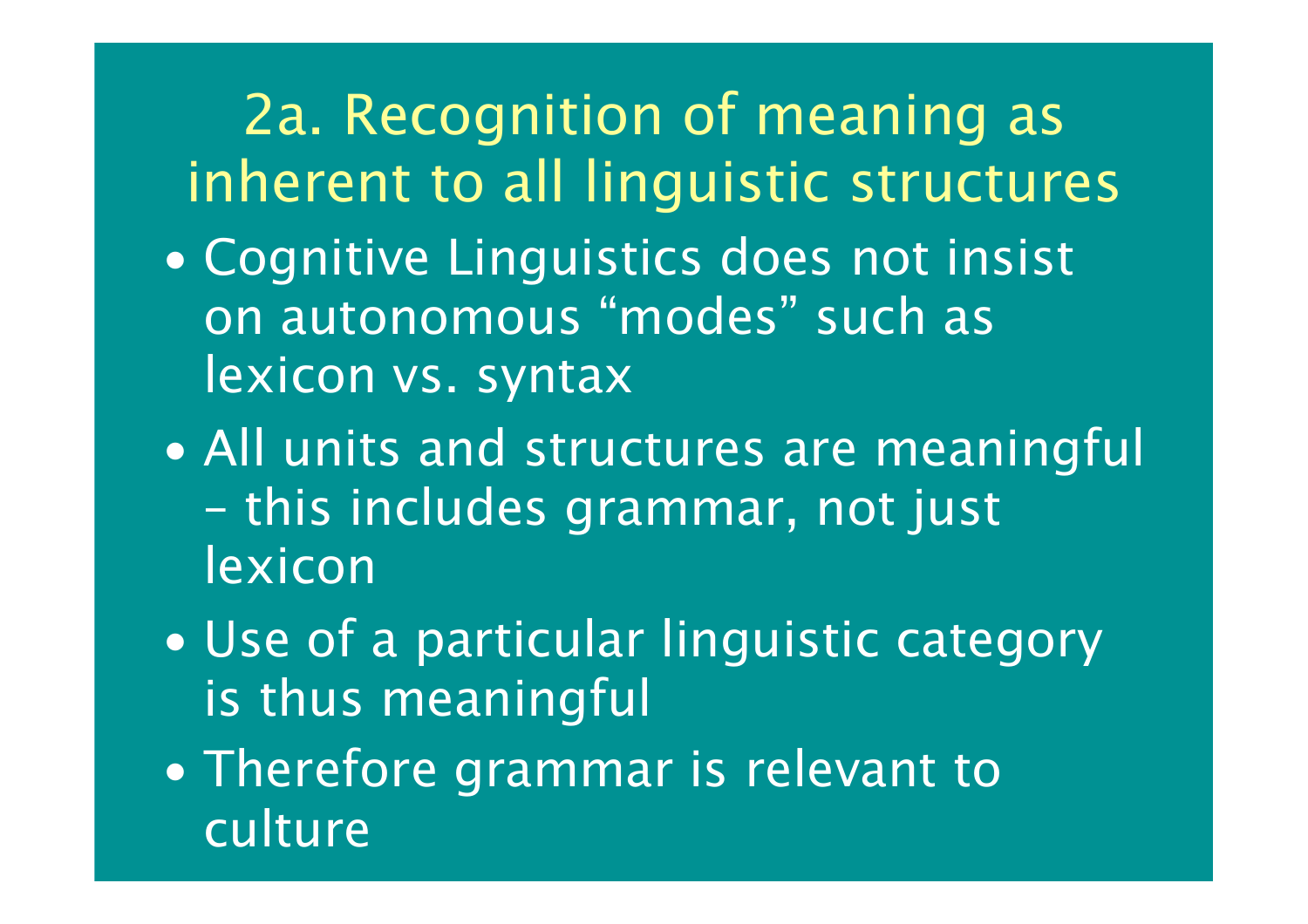# 2a. Recognition of meaning as inherent to all linguistic structures

- Cognitive Linguistics does not insist on autonomous “modes” such as lexicon vs. syntax
- All units and structures are meaningful – this includes grammar, not just lexicon
- Use of a particular linguistic category is thus meaningful
- Therefore grammar is relevant to culture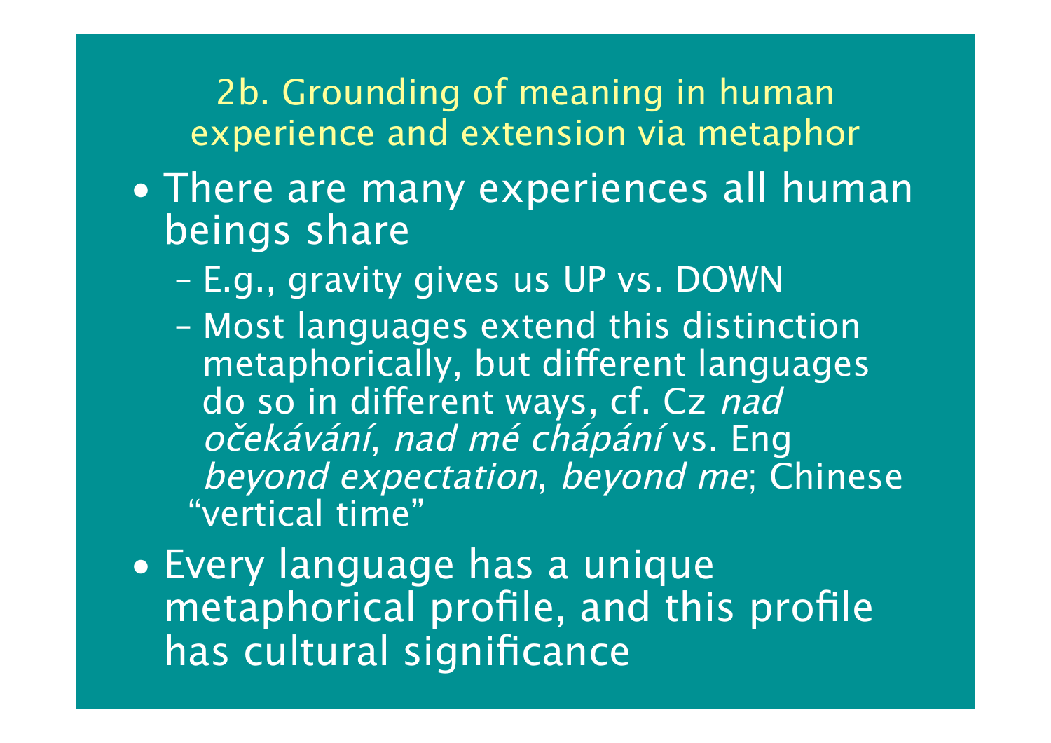## 2b. Grounding of meaning in human experience and extension via metaphor

- There are many experiences all human beings share
  - E.g., gravity gives us UP vs. DOWN
  - Most languages extend this distinction metaphorically, but different languages do so in different ways, cf. Cz *nad očekávání*, *nad mé chápání* vs. Eng *beyond expectation*, *beyond me*; Chinese "vertical time"
- Every language has a unique metaphorical profile, and this profile has cultural significance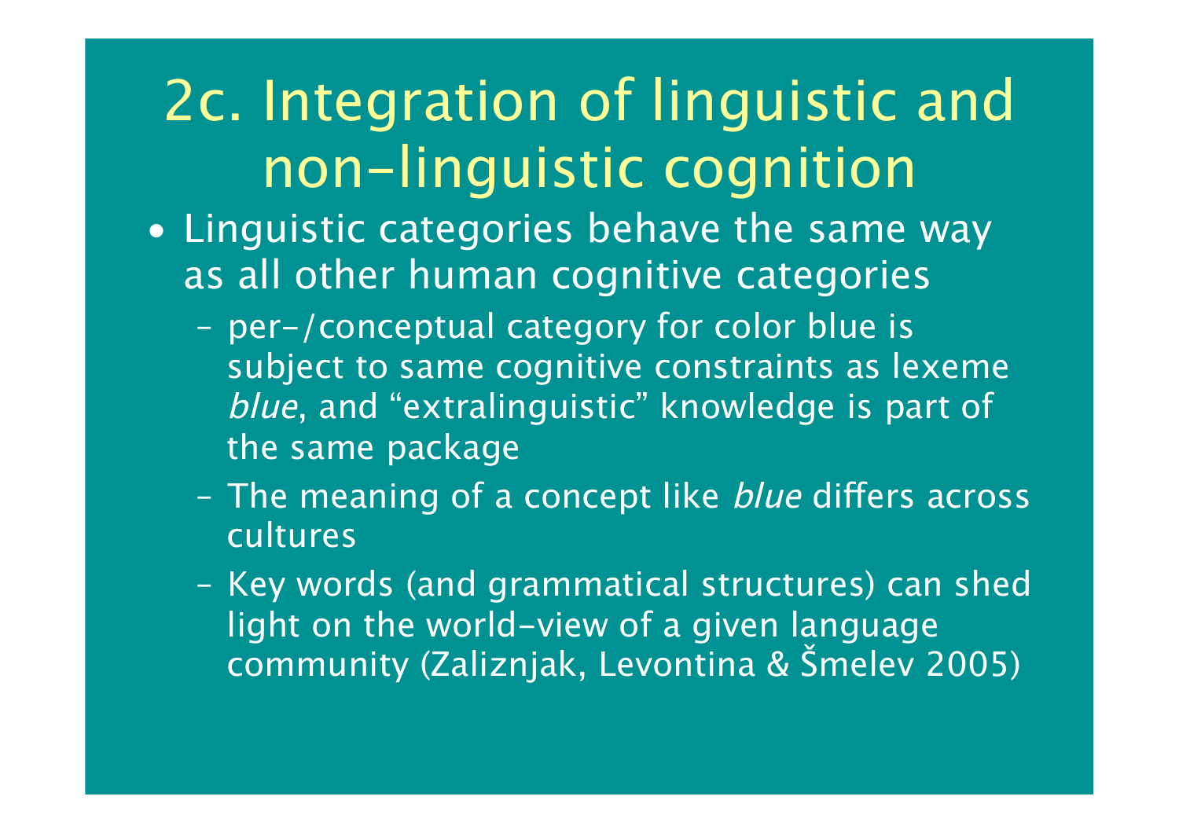# 2c. Integration of linguistic and non-linguistic cognition

- Linguistic categories behave the same way as all other human cognitive categories
  - per-/conceptual category for color blue is subject to same cognitive constraints as lexeme *blue*, and “extralinguistic” knowledge is part of the same package
  - The meaning of a concept like *blue* differs across cultures
  - Key words (and grammatical structures) can shed light on the world-view of a given language community (Zaliznjak, Levontina & Šmelev 2005)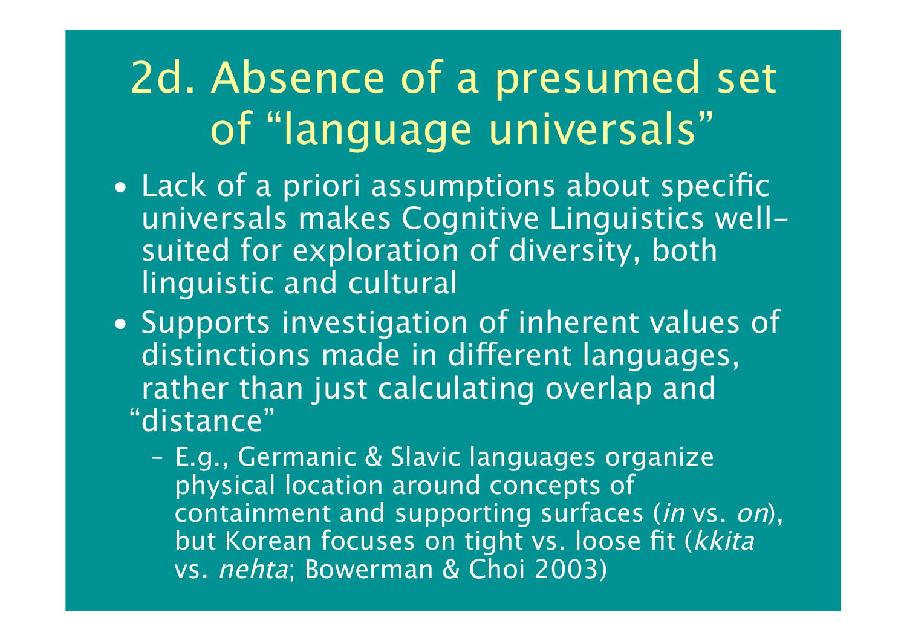# 2d. Absence of a presumed set of "language universals"

- Lack of a priori assumptions about specific universals makes Cognitive Linguistics well-suited for exploration of diversity, both linguistic and cultural
- Supports investigation of inherent values of distinctions made in different languages, rather than just calculating overlap and "distance"
  - E.g., Germanic & Slavic languages organize physical location around concepts of containment and supporting surfaces (*in* vs. *on*), but Korean focuses on tight vs. loose fit (*kkita* vs. *nehta*; Bowerman & Choi 2003)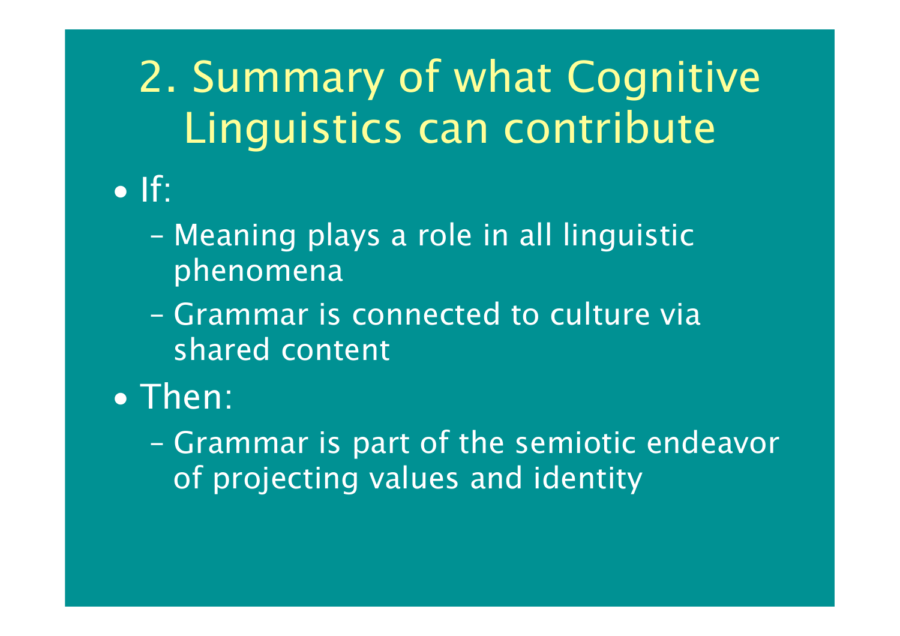# 2. Summary of what Cognitive Linguistics can contribute

- If:
  - Meaning plays a role in all linguistic phenomena
  - Grammar is connected to culture via shared content
- Then:
  - Grammar is part of the semiotic endeavor of projecting values and identity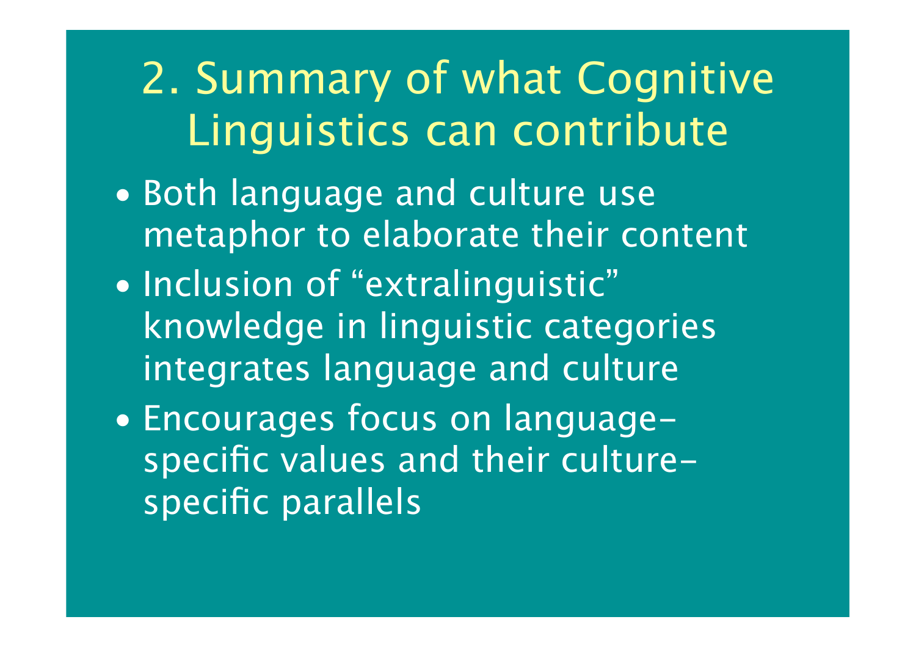# 2. Summary of what Cognitive Linguistics can contribute

- Both language and culture use metaphor to elaborate their content
- Inclusion of “extralinguistic” knowledge in linguistic categories integrates language and culture
- Encourages focus on language-specific values and their culture-specific parallels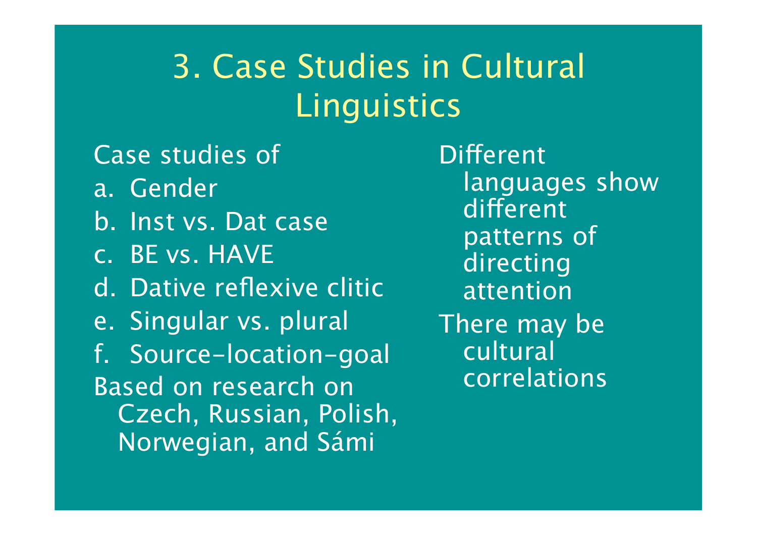# 3. Case Studies in Cultural Linguistics

Case studies of

a. Gender
b. Inst vs. Dat case
c. BE vs. HAVE
d. Dative reflexive clitic
e. Singular vs. plural
f. Source-location-goal

Based on research on Czech, Russian, Polish, Norwegian, and Sámi

Different languages show different patterns of directing attention

There may be cultural correlations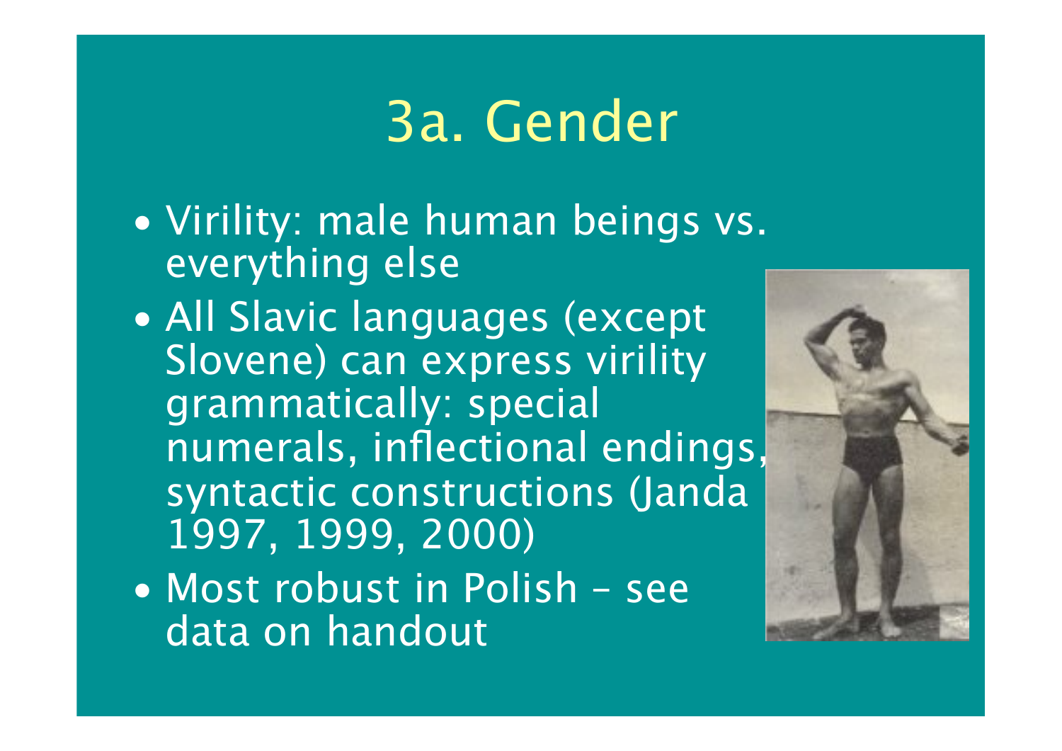# 3a. Gender

- Virility: male human beings vs. everything else
- All Slavic languages (except Slovene) can express virility grammatically: special numerals, inflectional endings, syntactic constructions (Janda 1997, 1999, 2000)
- Most robust in Polish – see data on handout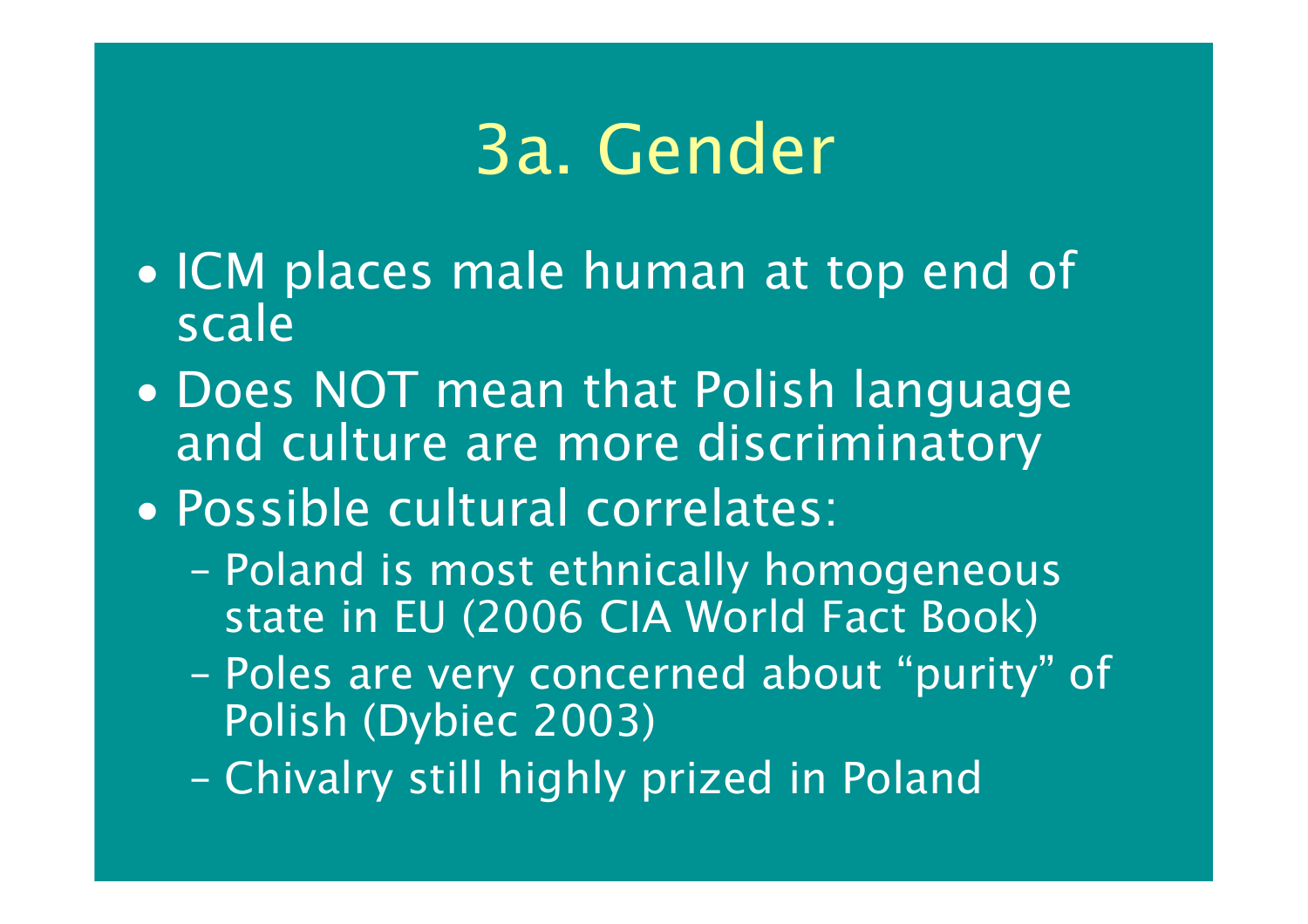# 3a. Gender

- ICM places male human at top end of scale
- Does NOT mean that Polish language and culture are more discriminatory
- Possible cultural correlates:
  - Poland is most ethnically homogeneous state in EU (2006 CIA World Fact Book)
  - Poles are very concerned about “purity” of Polish (Dybiec 2003)
  - Chivalry still highly prized in Poland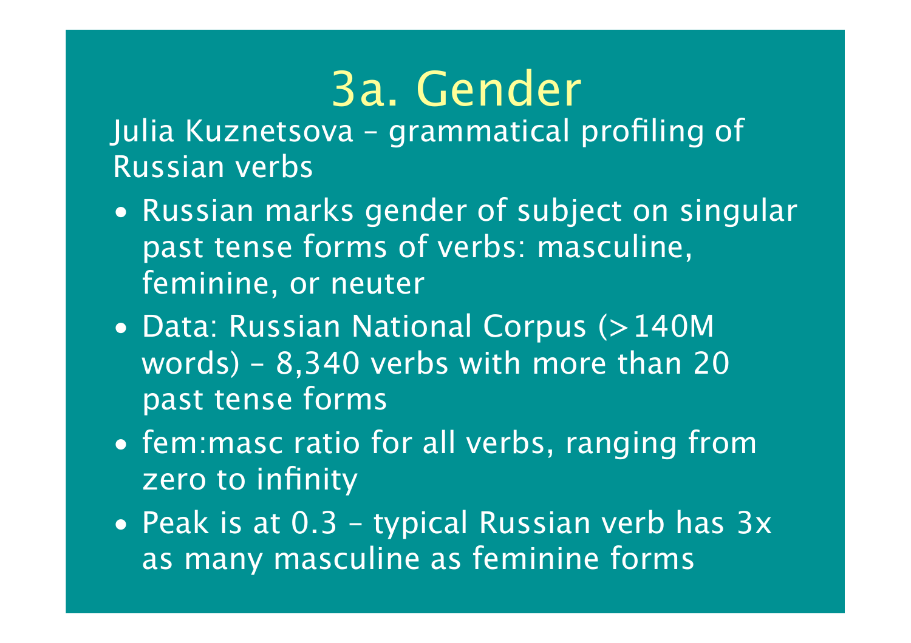# 3a. Gender

Julia Kuznetsova – grammatical profiling of Russian verbs

- Russian marks gender of subject on singular past tense forms of verbs: masculine, feminine, or neuter
- Data: Russian National Corpus (>140M words) – 8,340 verbs with more than 20 past tense forms
- fem:masc ratio for all verbs, ranging from zero to infinity
- Peak is at 0.3 – typical Russian verb has 3x as many masculine as feminine forms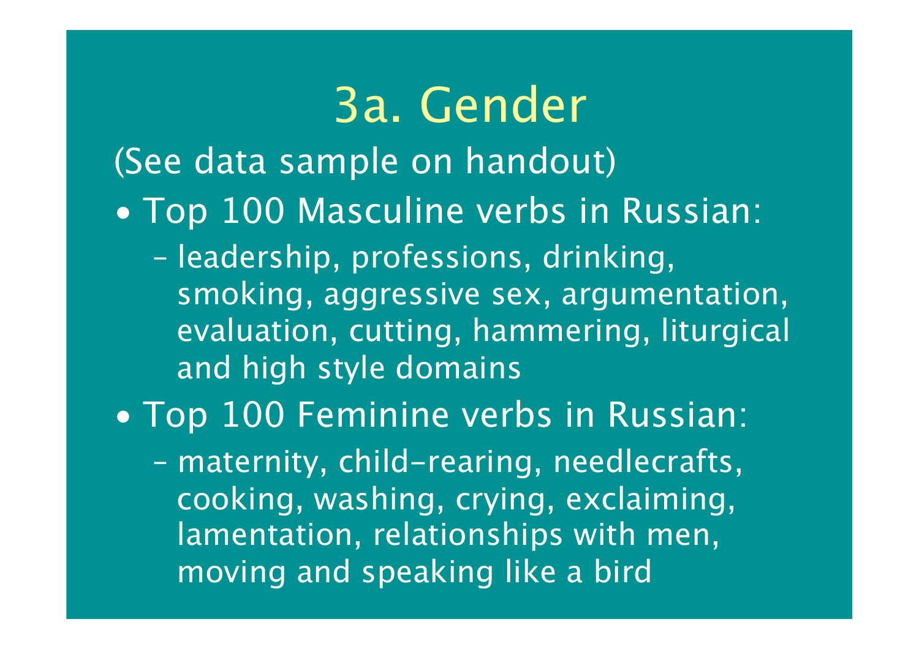# 3a. Gender

(See data sample on handout)

- Top 100 Masculine verbs in Russian:
  - leadership, professions, drinking, smoking, aggressive sex, argumentation, evaluation, cutting, hammering, liturgical and high style domains
- Top 100 Feminine verbs in Russian:
  - maternity, child-rearing, needlecrafts, cooking, washing, crying, exclaiming, lamentation, relationships with men, moving and speaking like a bird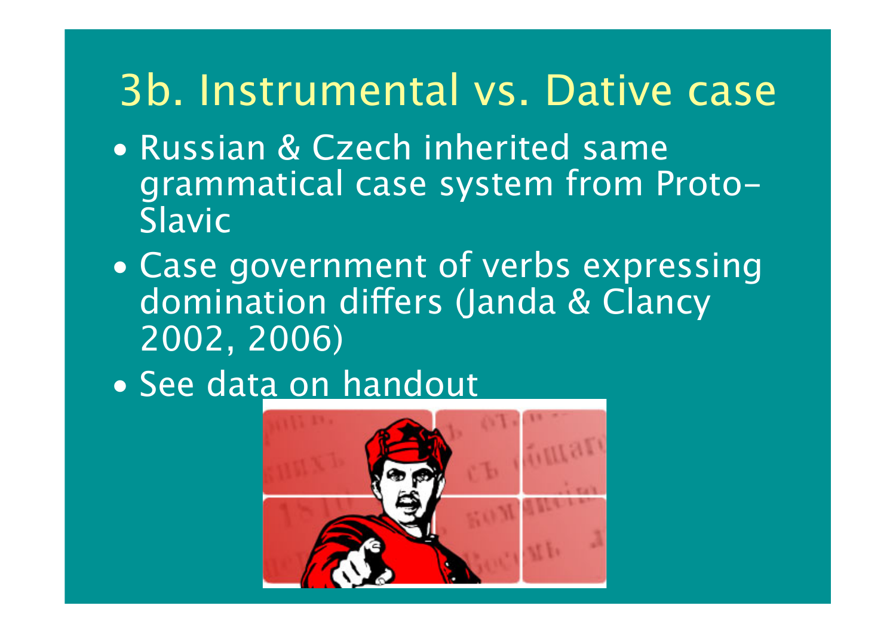# 3b. Instrumental vs. Dative case

- Russian & Czech inherited same grammatical case system from Proto-Slavic
- Case government of verbs expressing domination differs (Janda & Clancy 2002, 2006)
- See data on handout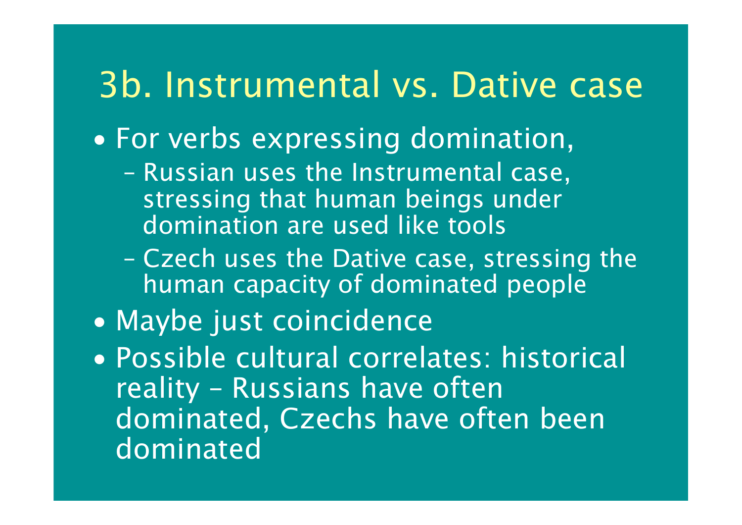# 3b. Instrumental vs. Dative case

- For verbs expressing domination,
  - Russian uses the Instrumental case, stressing that human beings under domination are used like tools
  - Czech uses the Dative case, stressing the human capacity of dominated people
- Maybe just coincidence
- Possible cultural correlates: historical reality – Russians have often dominated, Czechs have often been dominated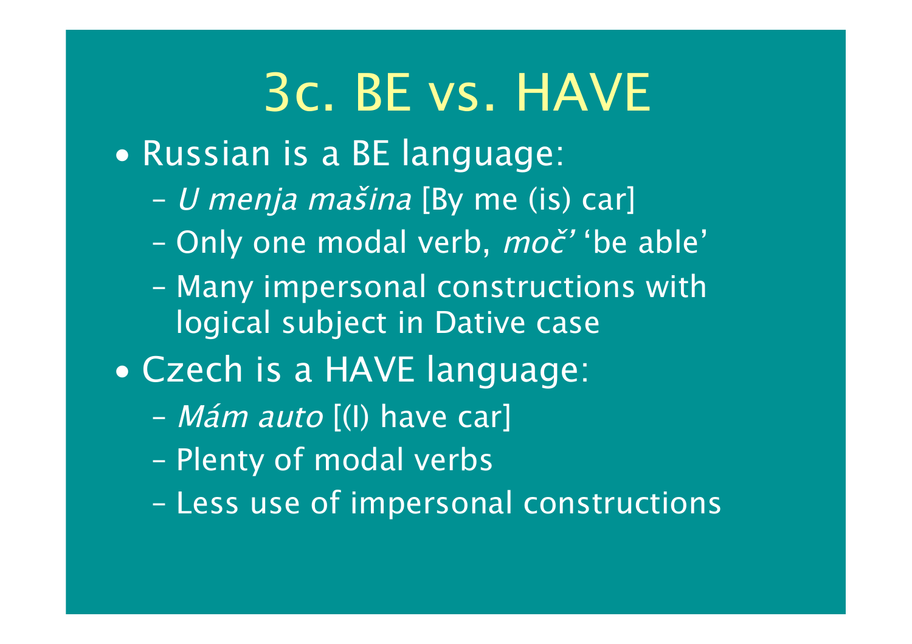# 3c. BE vs. HAVE

- Russian is a BE language:
  - *U menja mašina* [By me (is) car]
  - Only one modal verb, *moč'* 'be able'
  - Many impersonal constructions with logical subject in Dative case
- Czech is a HAVE language:
  - *Mám auto* [(I) have car]
  - Plenty of modal verbs
  - Less use of impersonal constructions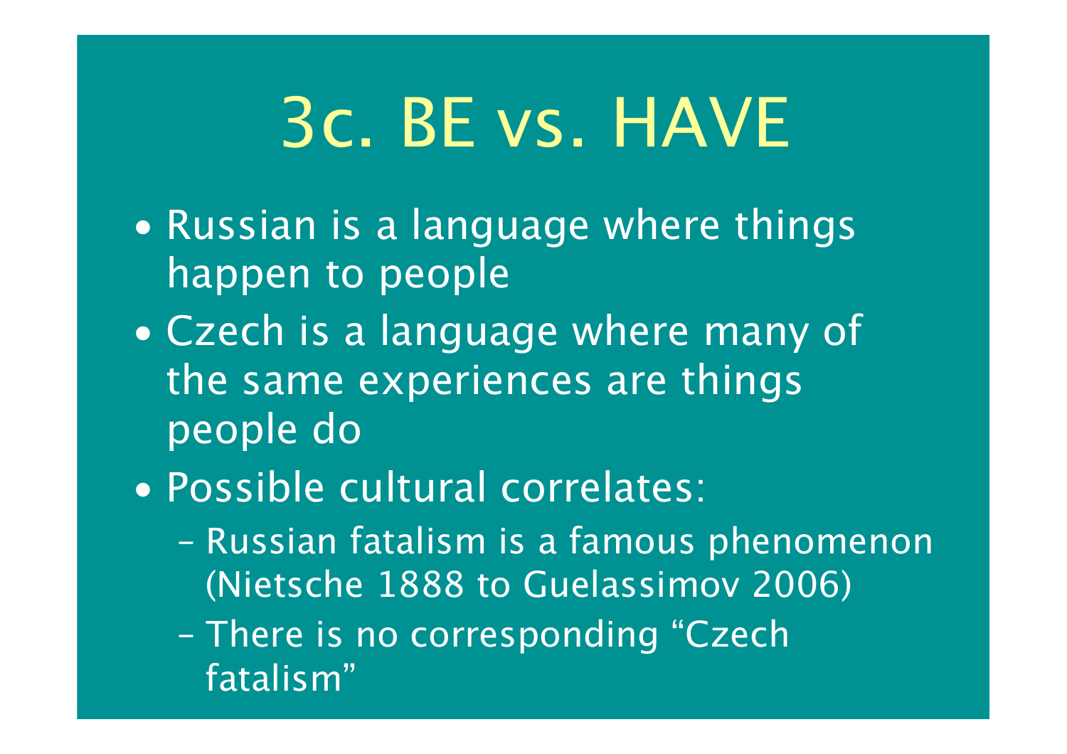# 3c. BE vs. HAVE

- Russian is a language where things happen to people
- Czech is a language where many of the same experiences are things people do
- Possible cultural correlates:
  - Russian fatalism is a famous phenomenon (Nietsche 1888 to Guelassimov 2006)
  - There is no corresponding "Czech fatalism"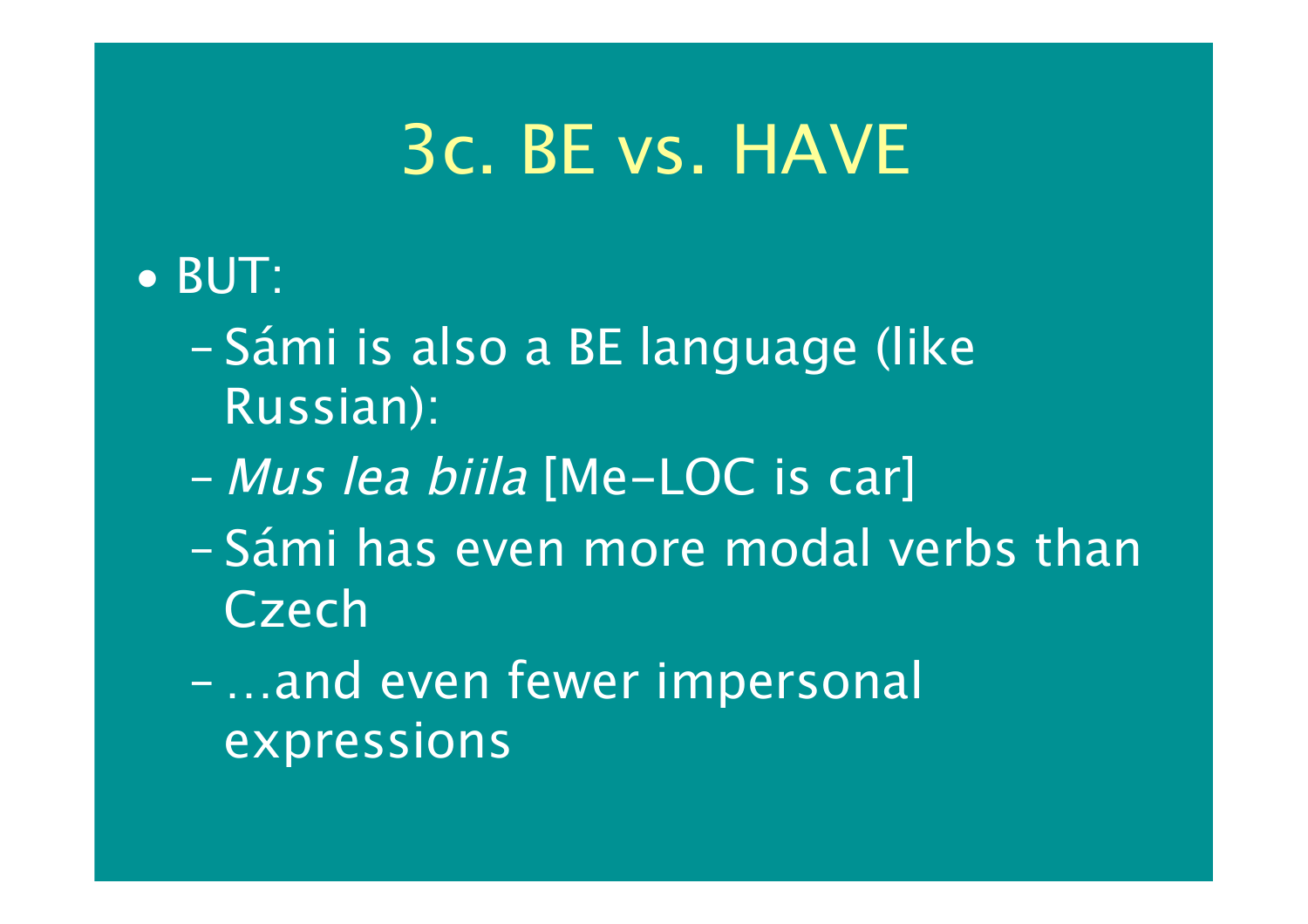# 3c. BE vs. HAVE

- BUT:
  - Sámi is also a BE language (like Russian):
  - *Mus lea biila* [Me-LOC is car]
  - Sámi has even more modal verbs than Czech
  - …and even fewer impersonal expressions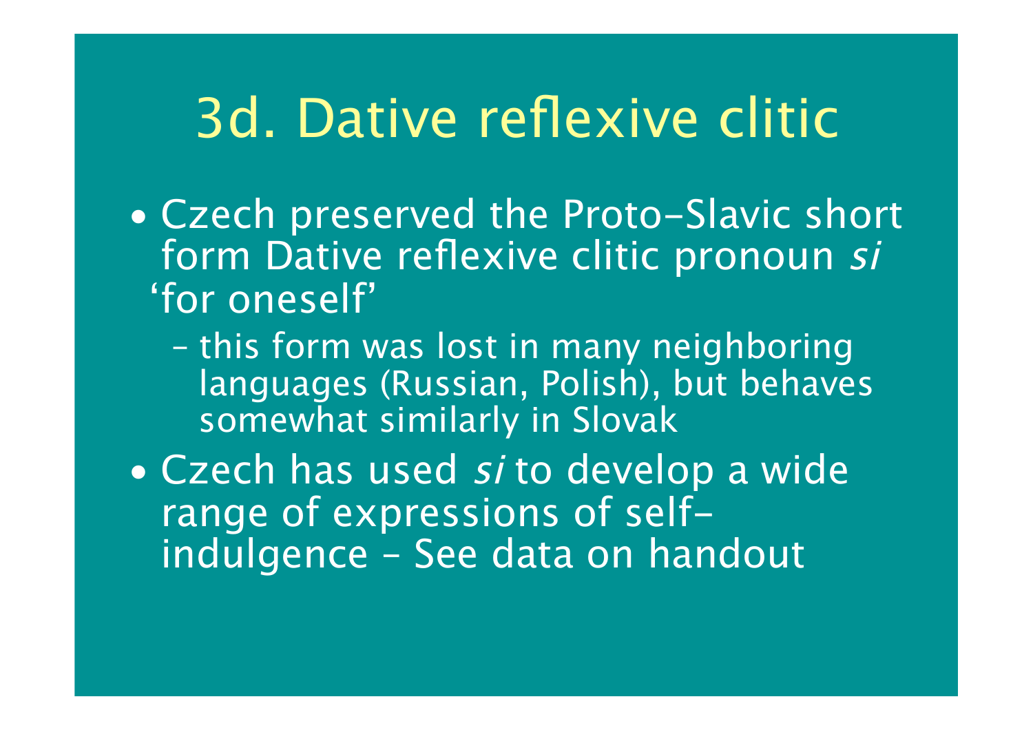# 3d. Dative reflexive clitic

- Czech preserved the Proto-Slavic short form Dative reflexive clitic pronoun *si* 'for oneself'
  - this form was lost in many neighboring languages (Russian, Polish), but behaves somewhat similarly in Slovak
- Czech has used *si* to develop a wide range of expressions of self-indulgence – See data on handout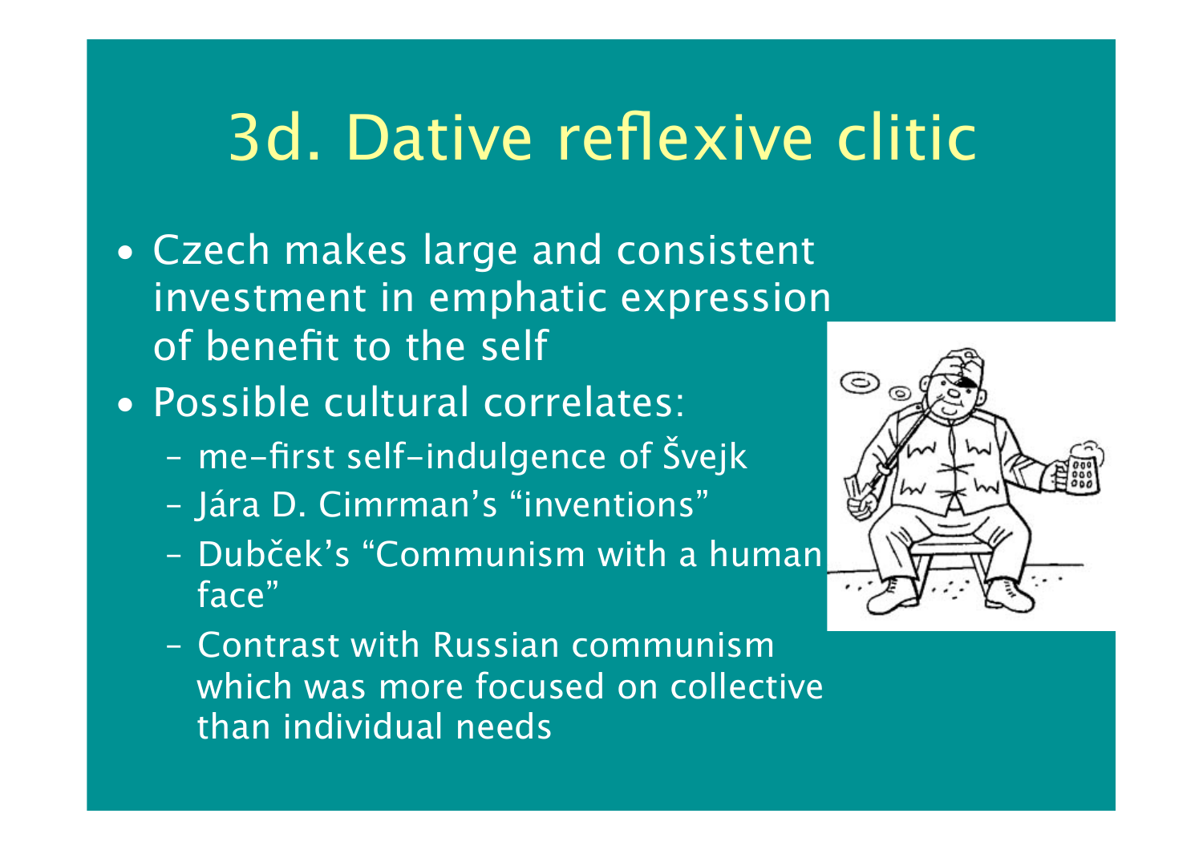# 3d. Dative reflexive clitic

- Czech makes large and consistent investment in emphatic expression of benefit to the self
- Possible cultural correlates:
  - me-first self-indulgence of Švejk
  - Jára D. Cimrman's "inventions"
  - Dubček's "Communism with a human face"
  - Contrast with Russian communism which was more focused on collective than individual needs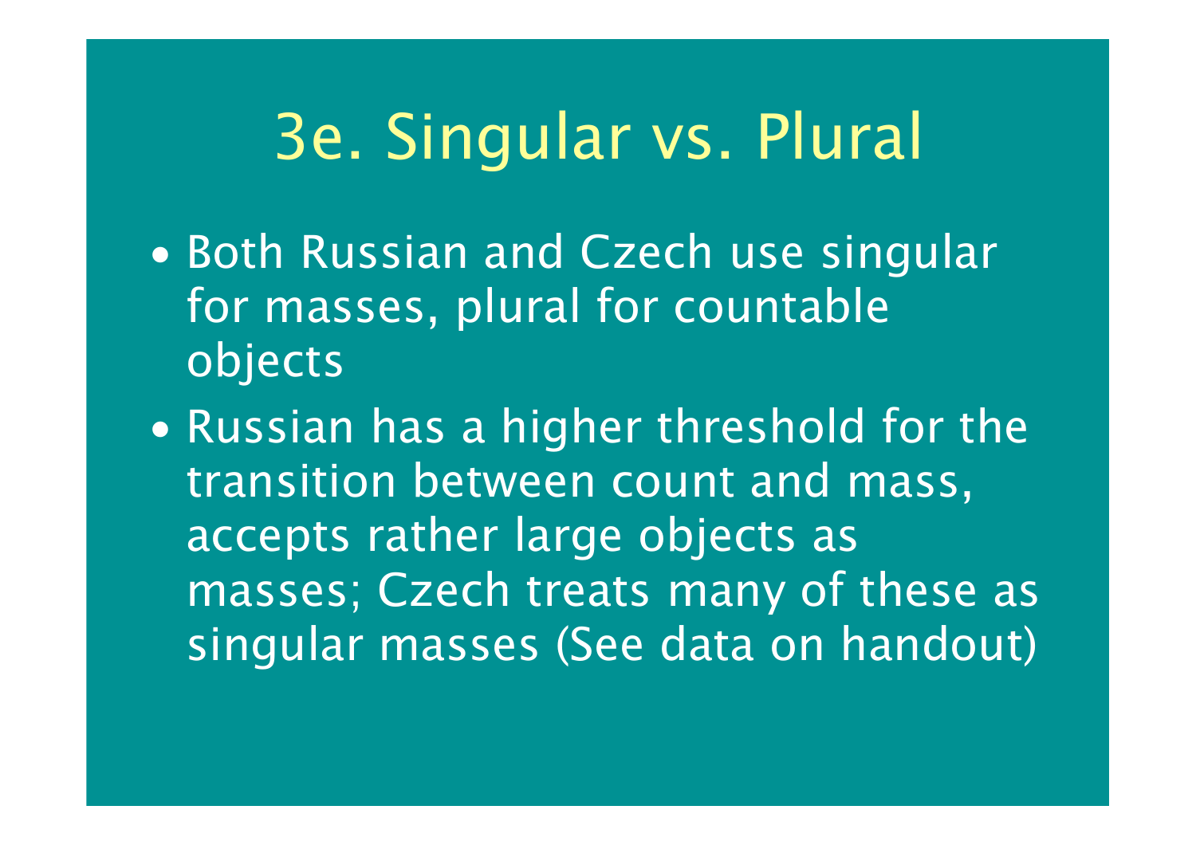# 3e. Singular vs. Plural

- Both Russian and Czech use singular for masses, plural for countable objects
- Russian has a higher threshold for the transition between count and mass, accepts rather large objects as masses; Czech treats many of these as singular masses (See data on handout)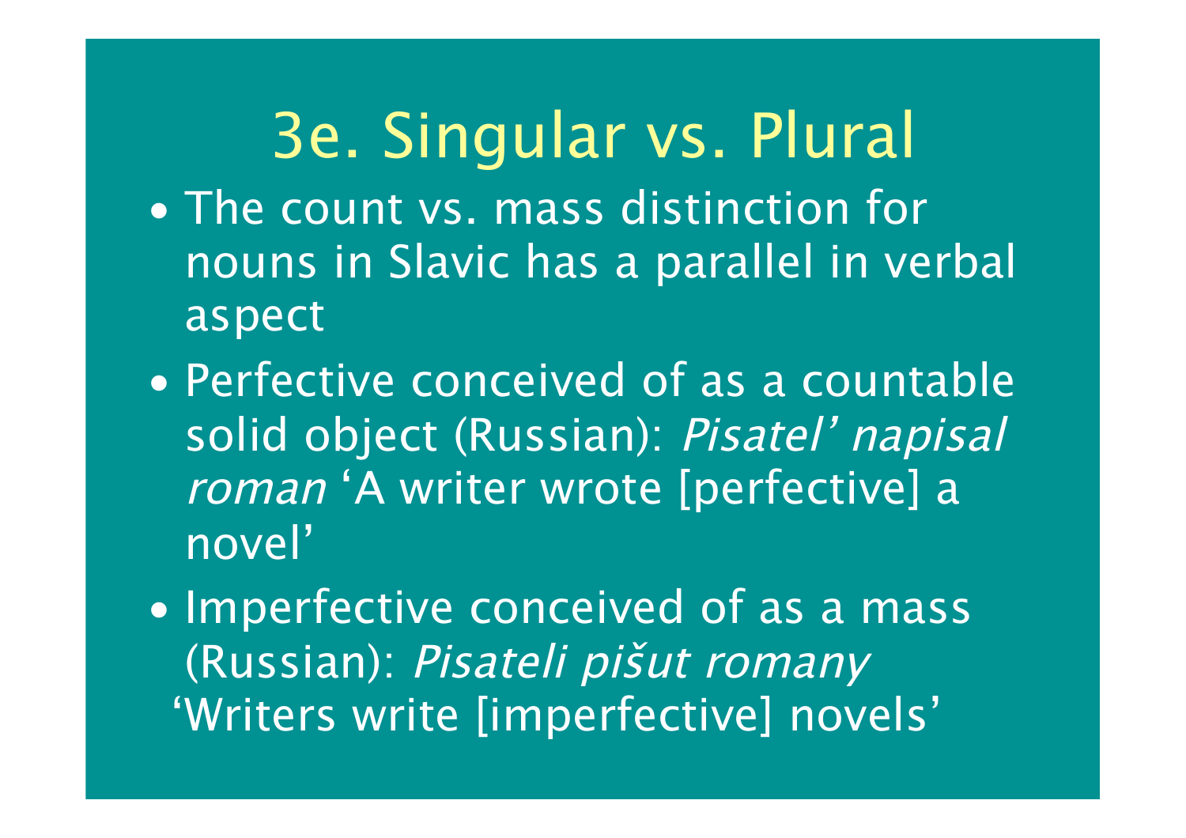# 3e. Singular vs. Plural

- The count vs. mass distinction for nouns in Slavic has a parallel in verbal aspect
- Perfective conceived of as a countable solid object (Russian): *Pisatel' napisal roman* 'A writer wrote [perfective] a novel'
- Imperfective conceived of as a mass (Russian): *Pisateli pišut romany* 'Writers write [imperfective] novels'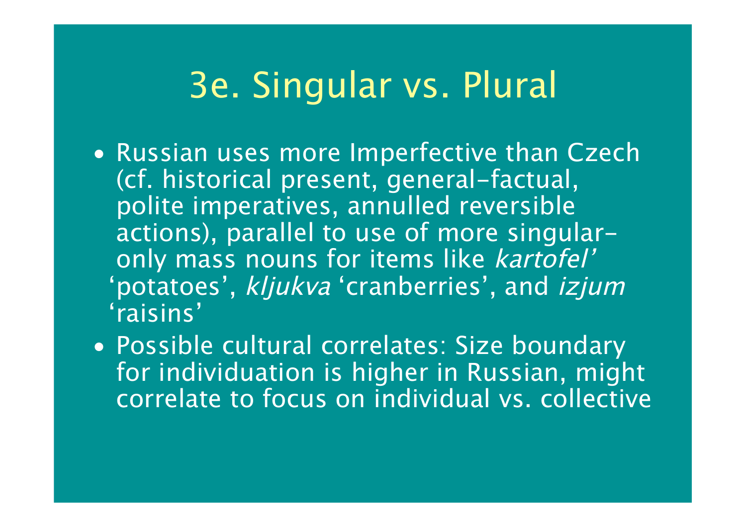# 3e. Singular vs. Plural

- Russian uses more Imperfective than Czech (cf. historical present, general-factual, polite imperatives, annulled reversible actions), parallel to use of more singular-only mass nouns for items like *kartofel'* 'potatoes', *kljukva* 'cranberries', and *izjum* 'raisins'
- Possible cultural correlates: Size boundary for individuation is higher in Russian, might correlate to focus on individual vs. collective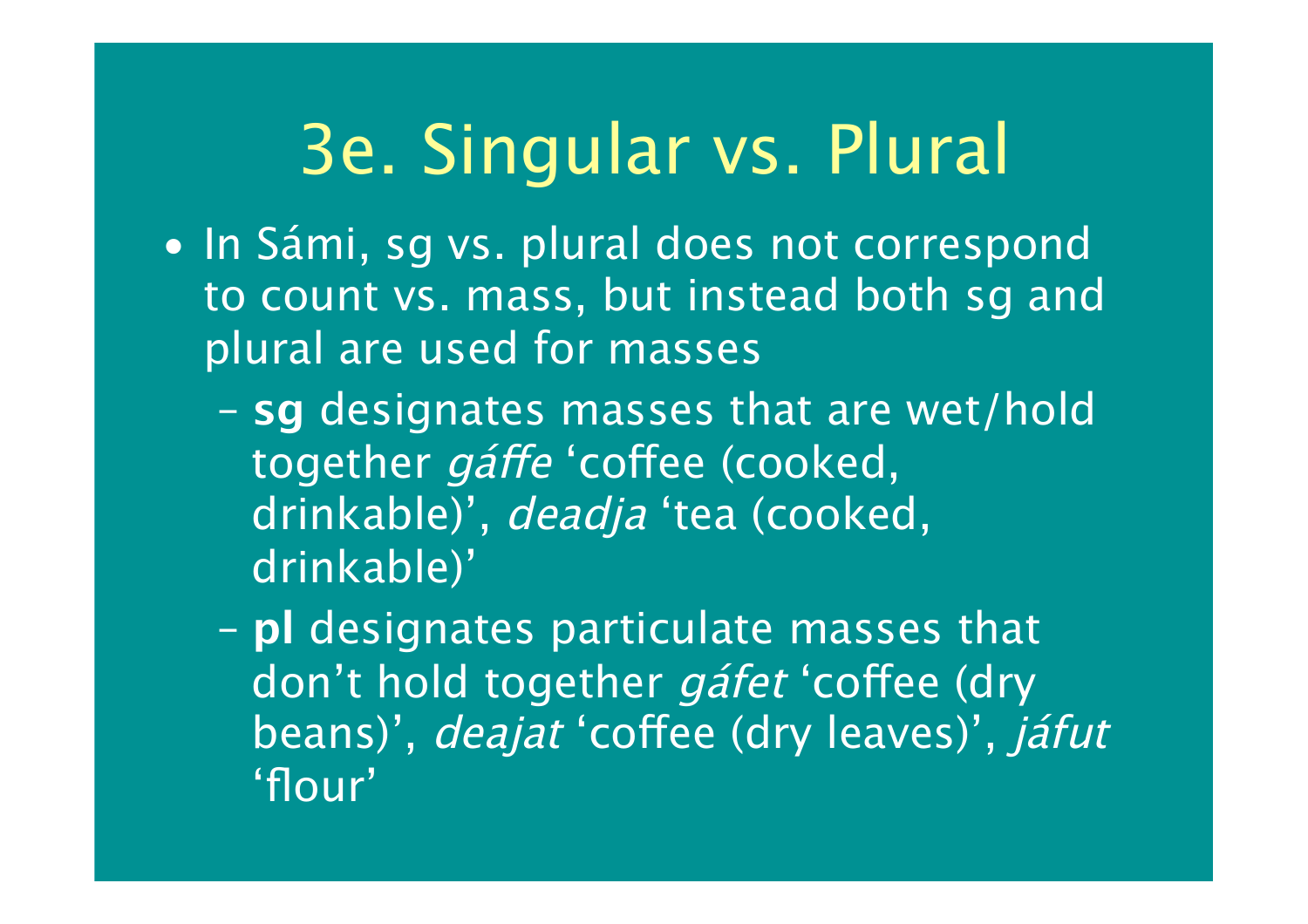# 3e. Singular vs. Plural

- In Sámi, sg vs. plural does not correspond to count vs. mass, but instead both sg and plural are used for masses
  - **sg** designates masses that are wet/hold together *gáffe* 'coffee (cooked, drinkable)', *deadja* 'tea (cooked, drinkable)'
  - **pl** designates particulate masses that don't hold together *gáfet* 'coffee (dry beans)', *deajat* 'coffee (dry leaves)', *jáfut* 'flour'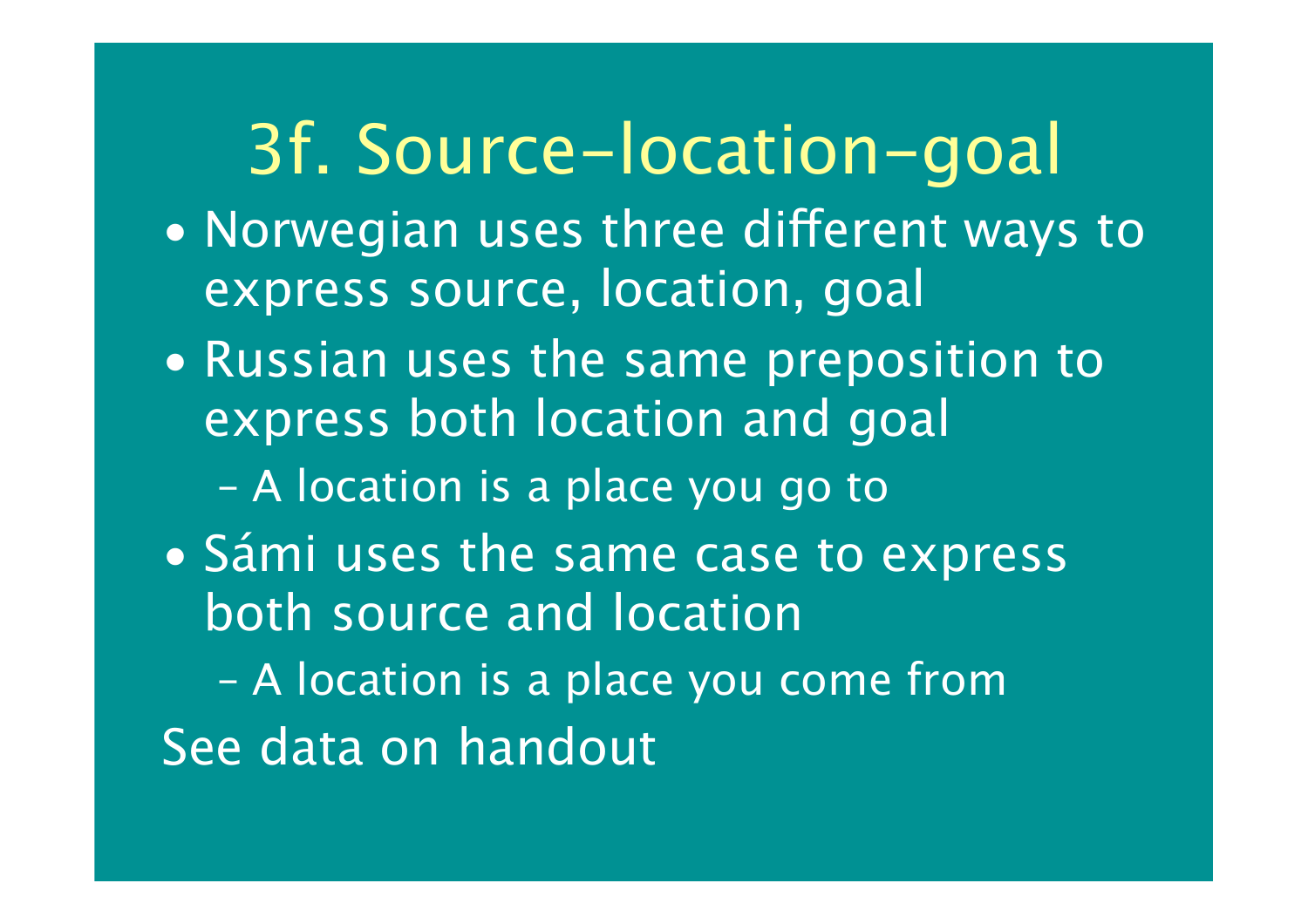# 3f. Source–location–goal

- Norwegian uses three different ways to express source, location, goal
- Russian uses the same preposition to express both location and goal
  - A location is a place you go to
- Sámi uses the same case to express both source and location
  - A location is a place you come from

See data on handout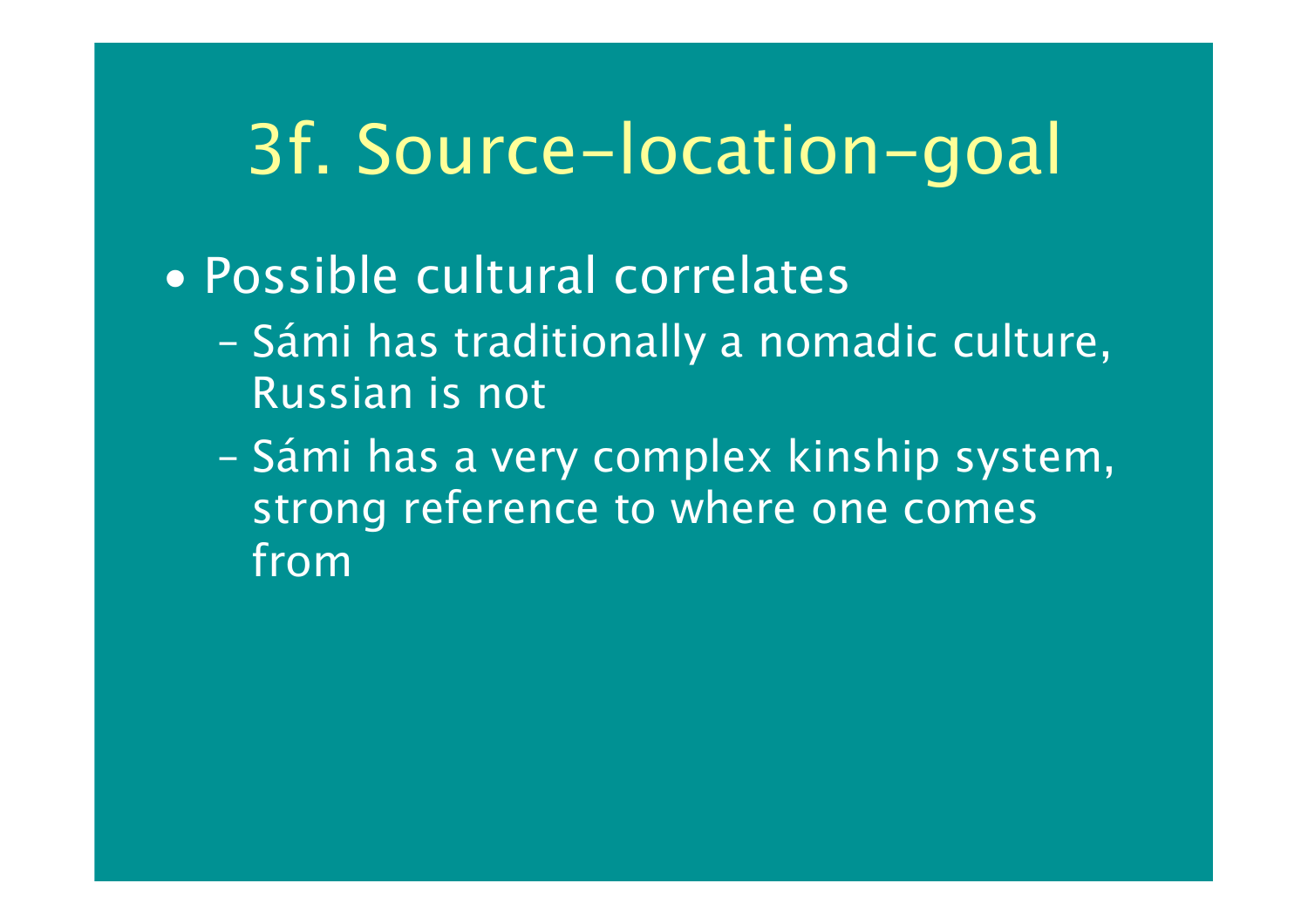# 3f. Source-location-goal

- Possible cultural correlates
  - Sámi has traditionally a nomadic culture, Russian is not
  - Sámi has a very complex kinship system, strong reference to where one comes from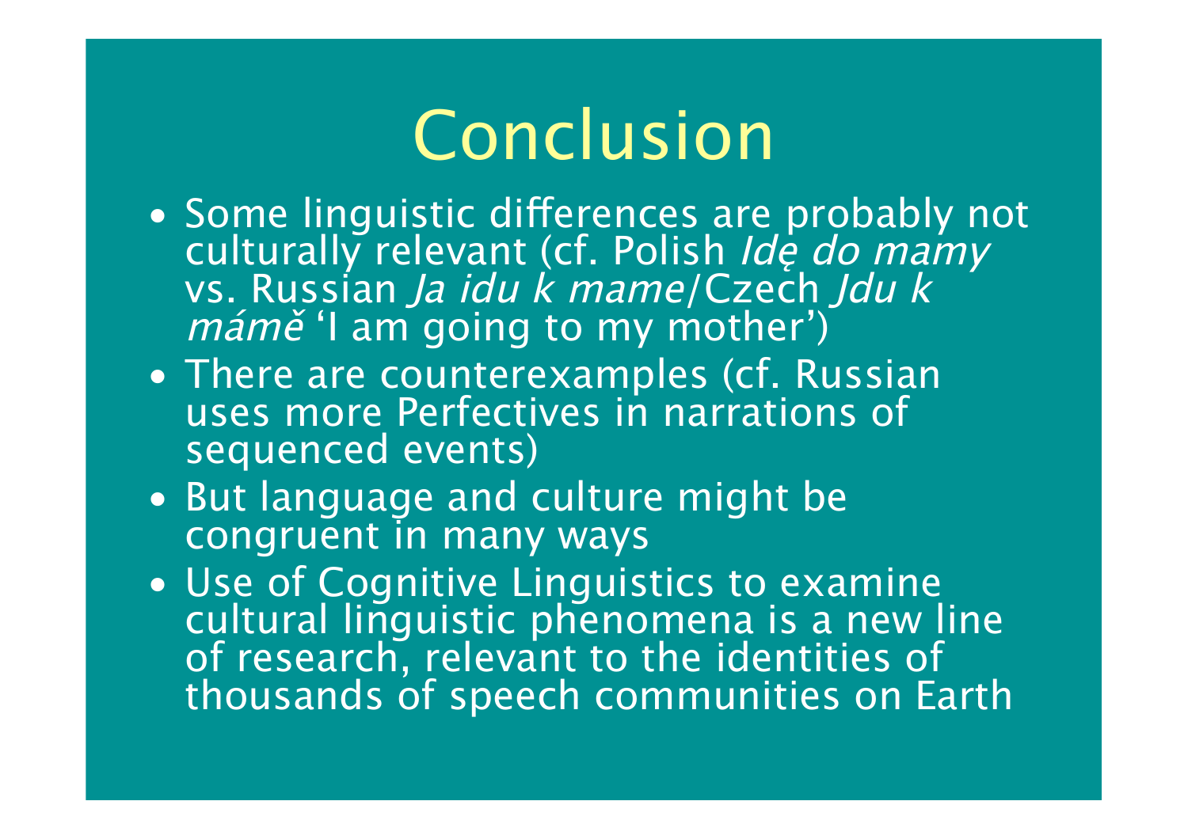# Conclusion

- Some linguistic differences are probably not culturally relevant (cf. Polish *Idę do mamy* vs. Russian *Ja idu k mame*/Czech *Jdu k mámě* 'I am going to my mother')
- There are counterexamples (cf. Russian uses more Perfectives in narrations of sequenced events)
- But language and culture might be congruent in many ways
- Use of Cognitive Linguistics to examine cultural linguistic phenomena is a new line of research, relevant to the identities of thousands of speech communities on Earth